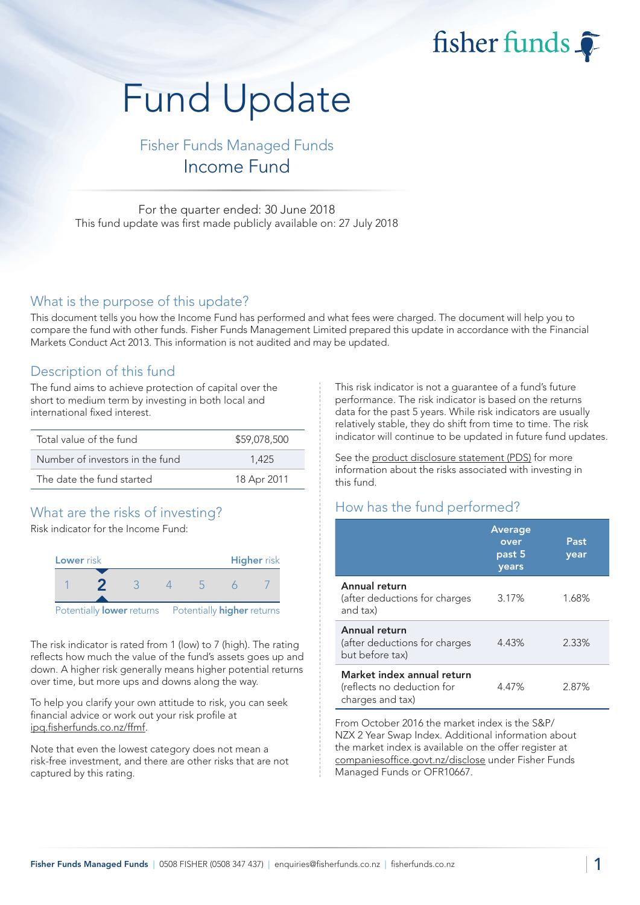fisher funds

# Fund Update

## Fisher Funds Managed Funds
## Income Fund

For the quarter ended: 30 June 2018
This fund update was first made publicly available on: 27 July 2018

## What is the purpose of this update?

This document tells you how the Income Fund has performed and what fees were charged. The document will help you to compare the fund with other funds. Fisher Funds Management Limited prepared this update in accordance with the Financial Markets Conduct Act 2013. This information is not audited and may be updated.

## Description of this fund

The fund aims to achieve protection of capital over the short to medium term by investing in both local and international fixed interest.

| | |
|---|---|
| Total value of the fund | $59,078,500 |
| Number of investors in the fund | 1,425 |
| The date the fund started | 18 Apr 2011 |

## What are the risks of investing?

Risk indicator for the Income Fund:

| Lower risk | | | | | | Higher risk |
|---|---|---|---|---|---|---|
| 1 | **2** | 3 | 4 | 5 | 6 | 7 |

Potentially **lower** returns — Potentially **higher** returns

The risk indicator is rated from 1 (low) to 7 (high). The rating reflects how much the value of the fund's assets goes up and down. A higher risk generally means higher potential returns over time, but more ups and downs along the way.

To help you clarify your own attitude to risk, you can seek financial advice or work out your risk profile at ipq.fisherfunds.co.nz/ffmf.

Note that even the lowest category does not mean a risk-free investment, and there are other risks that are not captured by this rating.

This risk indicator is not a guarantee of a fund's future performance. The risk indicator is based on the returns data for the past 5 years. While risk indicators are usually relatively stable, they do shift from time to time. The risk indicator will continue to be updated in future fund updates.

See the product disclosure statement (PDS) for more information about the risks associated with investing in this fund.

## How has the fund performed?

| | Average over past 5 years | Past year |
|---|---|---|
| **Annual return** (after deductions for charges and tax) | 3.17% | 1.68% |
| **Annual return** (after deductions for charges but before tax) | 4.43% | 2.33% |
| **Market index annual return** (reflects no deduction for charges and tax) | 4.47% | 2.87% |

From October 2016 the market index is the S&P/NZX 2 Year Swap Index. Additional information about the market index is available on the offer register at companiesoffice.govt.nz/disclose under Fisher Funds Managed Funds or OFR10667.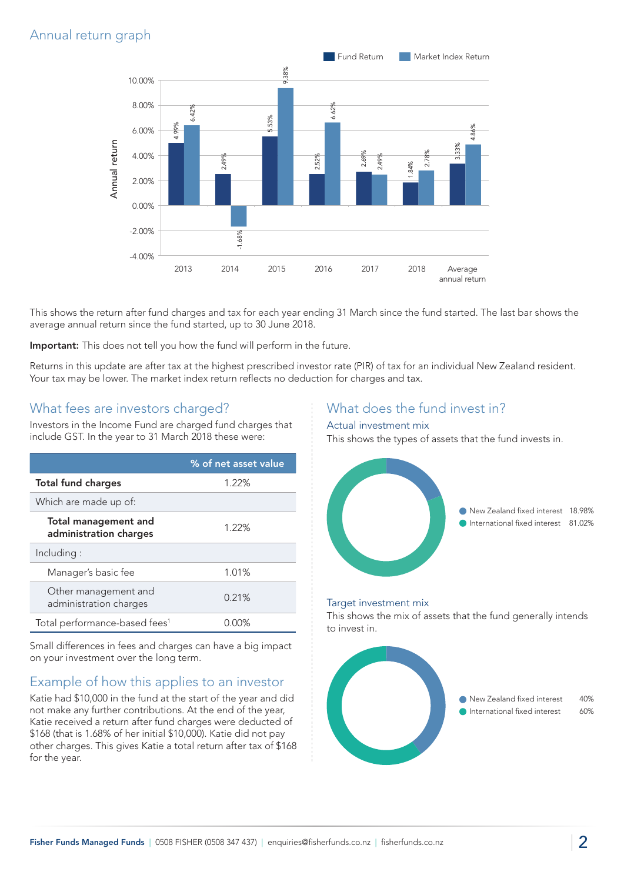## Annual return graph

| | Fund Return | Market Index Return |
|---|---|---|
| 2013 | 4.99% | 6.42% |
| 2014 | 2.49% | -1.68% |
| 2015 | 5.53% | 9.38% |
| 2016 | 2.52% | 6.62% |
| 2017 | 2.69% | 2.49% |
| 2018 | 1.84% | 2.78% |
| Average annual return | 3.33% | 4.86% |

This shows the return after fund charges and tax for each year ending 31 March since the fund started. The last bar shows the average annual return since the fund started, up to 30 June 2018.

**Important:** This does not tell you how the fund will perform in the future.

Returns in this update are after tax at the highest prescribed investor rate (PIR) of tax for an individual New Zealand resident. Your tax may be lower. The market index return reflects no deduction for charges and tax.

## What fees are investors charged?

Investors in the Income Fund are charged fund charges that include GST. In the year to 31 March 2018 these were:

| | % of net asset value |
|---|---|
| **Total fund charges** | 1.22% |
| Which are made up of: | |
| **Total management and administration charges** | 1.22% |
| Including : | |
| Manager's basic fee | 1.01% |
| Other management and administration charges | 0.21% |
| Total performance-based fees[1] | 0.00% |

Small differences in fees and charges can have a big impact on your investment over the long term.

## Example of how this applies to an investor

Katie had $10,000 in the fund at the start of the year and did not make any further contributions. At the end of the year, Katie received a return after fund charges were deducted of $168 (that is 1.68% of her initial $10,000). Katie did not pay other charges. This gives Katie a total return after tax of $168 for the year.

## What does the fund invest in?

### Actual investment mix

This shows the types of assets that the fund invests in.

- New Zealand fixed interest 18.98%
- International fixed interest 81.02%

### Target investment mix

This shows the mix of assets that the fund generally intends to invest in.

- New Zealand fixed interest 40%
- International fixed interest 60%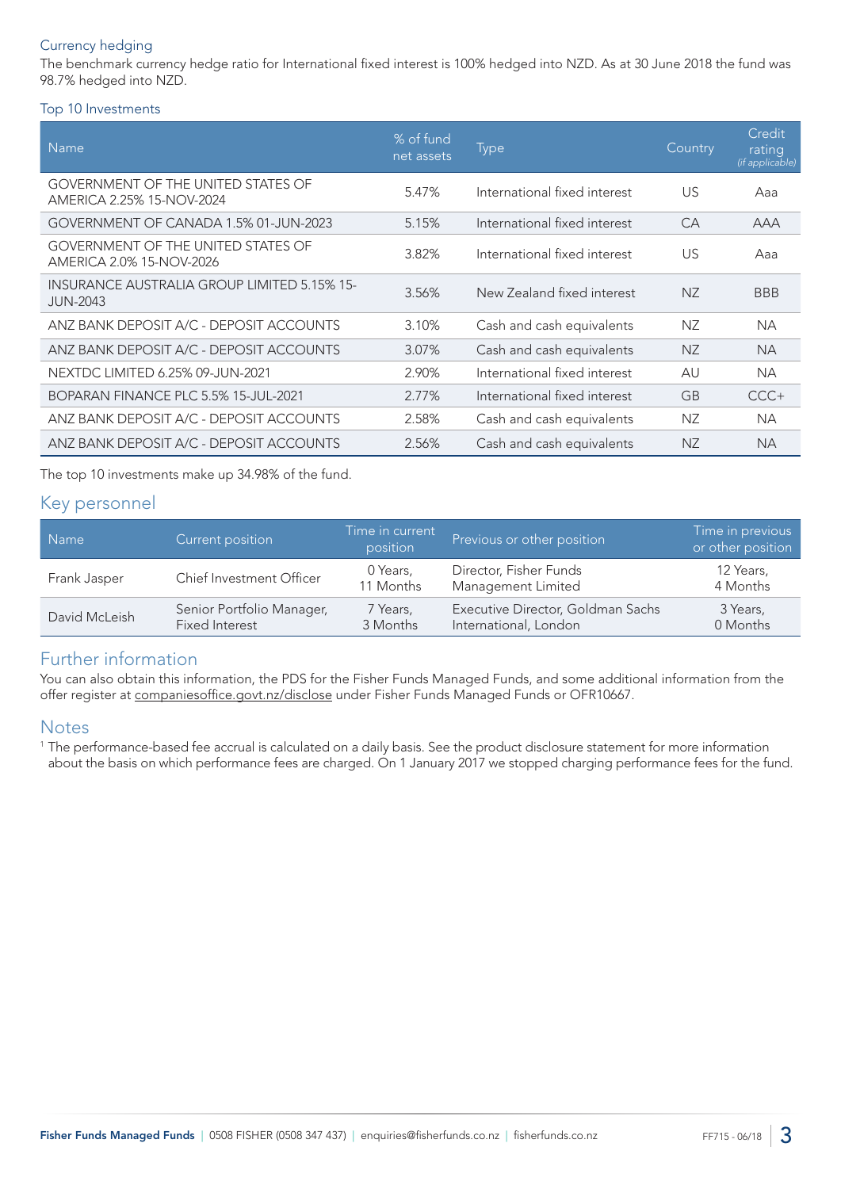### Currency hedging

The benchmark currency hedge ratio for International fixed interest is 100% hedged into NZD. As at 30 June 2018 the fund was 98.7% hedged into NZD.

### Top 10 Investments

| Name | % of fund net assets | Type | Country | Credit rating *(if applicable)* |
|---|---|---|---|---|
| GOVERNMENT OF THE UNITED STATES OF AMERICA 2.25% 15-NOV-2024 | 5.47% | International fixed interest | US | Aaa |
| GOVERNMENT OF CANADA 1.5% 01-JUN-2023 | 5.15% | International fixed interest | CA | AAA |
| GOVERNMENT OF THE UNITED STATES OF AMERICA 2.0% 15-NOV-2026 | 3.82% | International fixed interest | US | Aaa |
| INSURANCE AUSTRALIA GROUP LIMITED 5.15% 15-JUN-2043 | 3.56% | New Zealand fixed interest | NZ | BBB |
| ANZ BANK DEPOSIT A/C - DEPOSIT ACCOUNTS | 3.10% | Cash and cash equivalents | NZ | NA |
| ANZ BANK DEPOSIT A/C - DEPOSIT ACCOUNTS | 3.07% | Cash and cash equivalents | NZ | NA |
| NEXTDC LIMITED 6.25% 09-JUN-2021 | 2.90% | International fixed interest | AU | NA |
| BOPARAN FINANCE PLC 5.5% 15-JUL-2021 | 2.77% | International fixed interest | GB | CCC+ |
| ANZ BANK DEPOSIT A/C - DEPOSIT ACCOUNTS | 2.58% | Cash and cash equivalents | NZ | NA |
| ANZ BANK DEPOSIT A/C - DEPOSIT ACCOUNTS | 2.56% | Cash and cash equivalents | NZ | NA |

The top 10 investments make up 34.98% of the fund.

## Key personnel

| Name | Current position | Time in current position | Previous or other position | Time in previous or other position |
|---|---|---|---|---|
| Frank Jasper | Chief Investment Officer | 0 Years, 11 Months | Director, Fisher Funds Management Limited | 12 Years, 4 Months |
| David McLeish | Senior Portfolio Manager, Fixed Interest | 7 Years, 3 Months | Executive Director, Goldman Sachs International, London | 3 Years, 0 Months |

## Further information

You can also obtain this information, the PDS for the Fisher Funds Managed Funds, and some additional information from the offer register at companiesoffice.govt.nz/disclose under Fisher Funds Managed Funds or OFR10667.

## Notes

[1] The performance-based fee accrual is calculated on a daily basis. See the product disclosure statement for more information about the basis on which performance fees are charged. On 1 January 2017 we stopped charging performance fees for the fund.